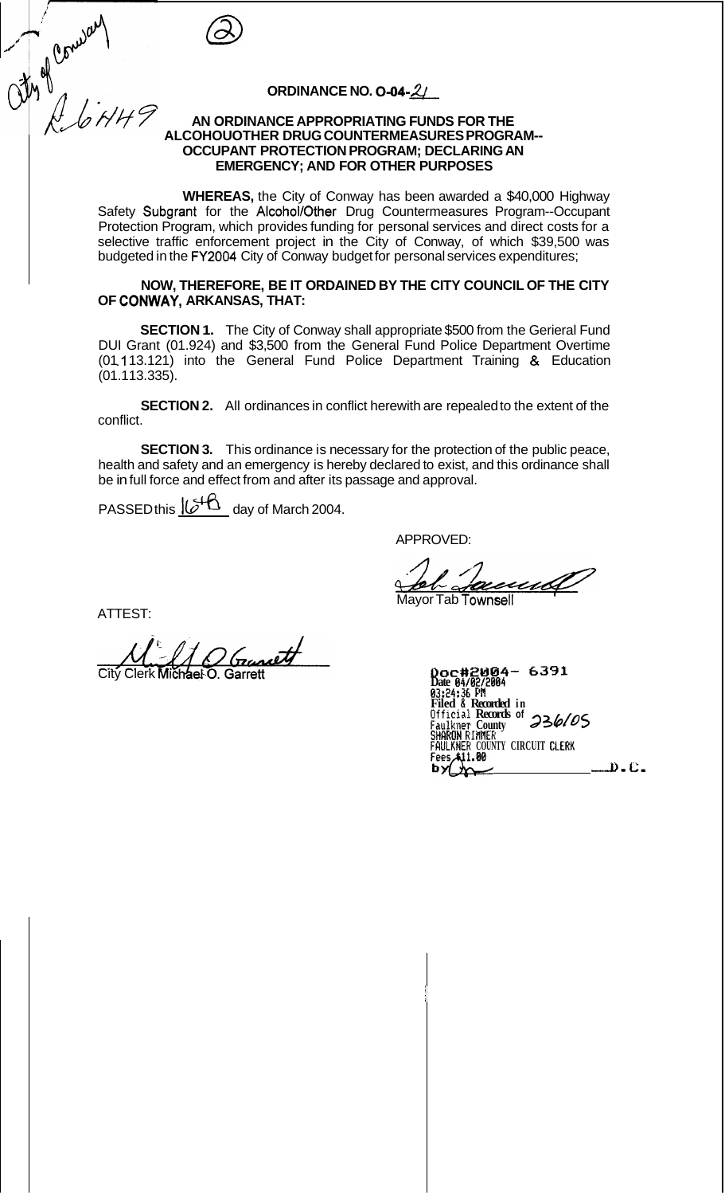City of Conway
R-6449

②

**ORDINANCE NO. O-04-21**

**AN ORDINANCE APPROPRIATING FUNDS FOR THE ALCOHOUOTHER DRUG COUNTERMEASURES PROGRAM--OCCUPANT PROTECTION PROGRAM; DECLARING AN EMERGENCY; AND FOR OTHER PURPOSES**

**WHEREAS,** the City of Conway has been awarded a $40,000 Highway Safety Subgrant for the Alcohol/Other Drug Countermeasures Program--Occupant Protection Program, which provides funding for personal services and direct costs for a selective traffic enforcement project in the City of Conway, of which $39,500 was budgeted in the FY2004 City of Conway budget for personal services expenditures;

**NOW, THEREFORE, BE IT ORDAINED BY THE CITY COUNCIL OF THE CITY OF CONWAY, ARKANSAS, THAT:**

**SECTION 1.** The City of Conway shall appropriate $500 from the Gerieral Fund DUI Grant (01.924) and $3,500 from the General Fund Police Department Overtime (01.113.121) into the General Fund Police Department Training & Education (01.113.335).

**SECTION 2.** All ordinances in conflict herewith are repealed to the extent of the conflict.

**SECTION 3.** This ordinance is necessary for the protection of the public peace, health and safety and an emergency is hereby declared to exist, and this ordinance shall be in full force and effect from and after its passage and approval.

PASSED this 16th day of March 2004.

APPROVED:

Mayor Tab Townsell

ATTEST:

City Clerk Michael O. Garrett

Doc#2004- 6391
Date 04/02/2004
03:24:36 PM
Filed & Recorded in
Official Records of
Faulkner County
SHARON RIMMER
FAULKNER COUNTY CIRCUIT CLERK
Fees $11.00
by \_\_\_\_\_\_\_\_\_\_ D.C.

236/05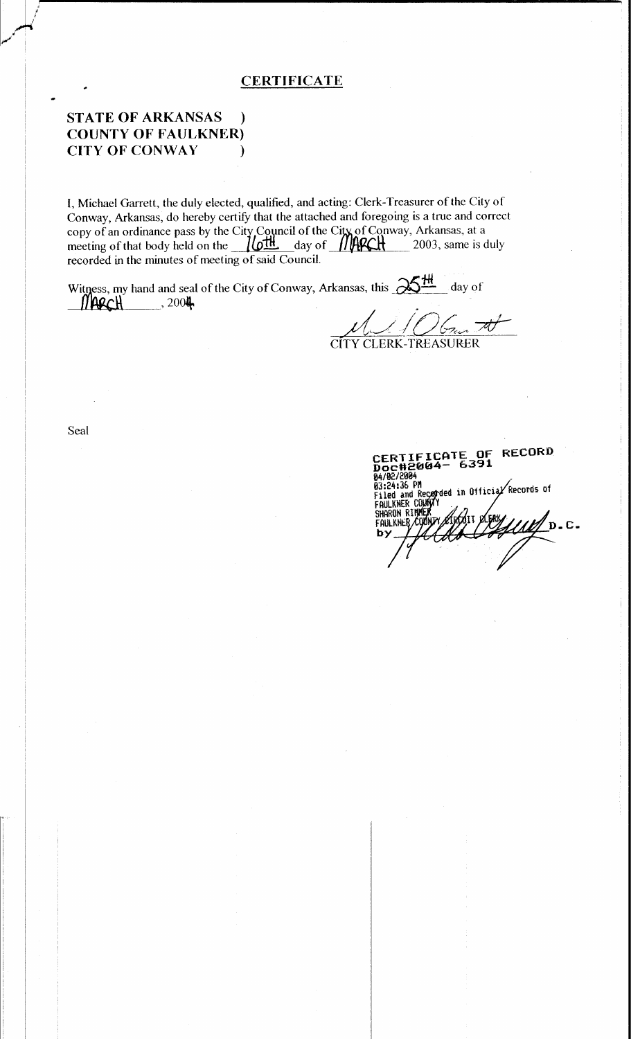## CERTIFICATE

**STATE OF ARKANSAS )**
**COUNTY OF FAULKNER)**
**CITY OF CONWAY )**

I, Michael Garrett, the duly elected, qualified, and acting: Clerk-Treasurer of the City of Conway, Arkansas, do hereby certify that the attached and foregoing is a true and correct copy of an ordinance pass by the City Council of the City of Conway, Arkansas, at a meeting of that body held on the 16th day of MARCH 2003, same is duly recorded in the minutes of meeting of said Council.

Witness, my hand and seal of the City of Conway, Arkansas, this 25th day of MARCH, 2004.

CITY CLERK-TREASURER

Seal

CERTIFICATE OF RECORD
Doc#2004- 6391
04/02/2004
03:24:36 PM
Filed and Recorded in Official Records of
FAULKNER COUNTY
SHARON RIMMER
FAULKNER COUNTY CIRCUIT CLERK
by ______________ D.C.